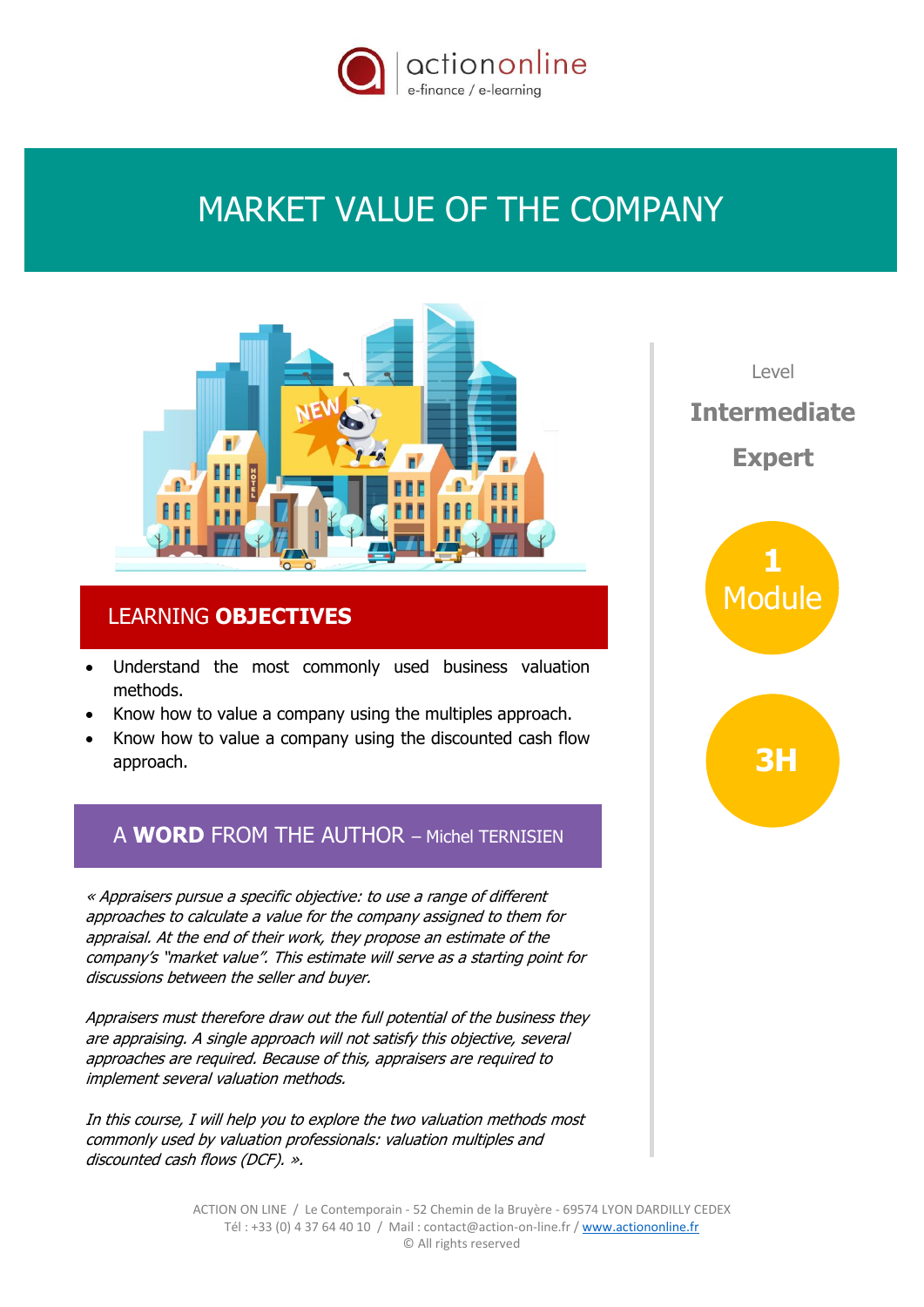# MARKET VALUE OF THE COMPANY

Level

**Intermediate**

**Expert**

**1** Module

**3H**

## LEARNING **OBJECTIVES**

- Understand the most commonly used business valuation methods.
- Know how to value a company using the multiples approach.
- Know how to value a company using the discounted cash flow approach.

## A **WORD** FROM THE AUTHOR – Michel TERNISIEN

*« Appraisers pursue a specific objective: to use a range of different approaches to calculate a value for the company assigned to them for appraisal. At the end of their work, they propose an estimate of the company's "market value". This estimate will serve as a starting point for discussions between the seller and buyer.*

*Appraisers must therefore draw out the full potential of the business they are appraising. A single approach will not satisfy this objective, several approaches are required. Because of this, appraisers are required to implement several valuation methods.*

*In this course, I will help you to explore the two valuation methods most commonly used by valuation professionals: valuation multiples and discounted cash flows (DCF). ».*

ACTION ON LINE / Le Contemporain - 52 Chemin de la Bruyère - 69574 LYON DARDILLY CEDEX
Tél : +33 (0) 4 37 64 40 10 / Mail : contact@action-on-line.fr / www.actiononline.fr
© All rights reserved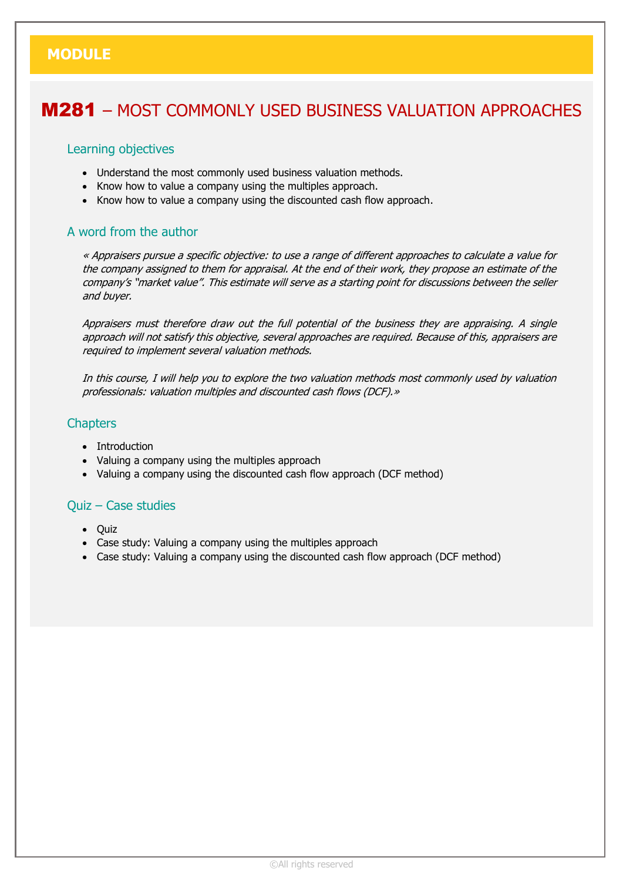## MODULE

# **M281** – MOST COMMONLY USED BUSINESS VALUATION APPROACHES

### Learning objectives

- Understand the most commonly used business valuation methods.
- Know how to value a company using the multiples approach.
- Know how to value a company using the discounted cash flow approach.

### A word from the author

*« Appraisers pursue a specific objective: to use a range of different approaches to calculate a value for the company assigned to them for appraisal. At the end of their work, they propose an estimate of the company's "market value". This estimate will serve as a starting point for discussions between the seller and buyer.*

*Appraisers must therefore draw out the full potential of the business they are appraising. A single approach will not satisfy this objective, several approaches are required. Because of this, appraisers are required to implement several valuation methods.*

*In this course, I will help you to explore the two valuation methods most commonly used by valuation professionals: valuation multiples and discounted cash flows (DCF).»*

### Chapters

- Introduction
- Valuing a company using the multiples approach
- Valuing a company using the discounted cash flow approach (DCF method)

### Quiz – Case studies

- Quiz
- Case study: Valuing a company using the multiples approach
- Case study: Valuing a company using the discounted cash flow approach (DCF method)